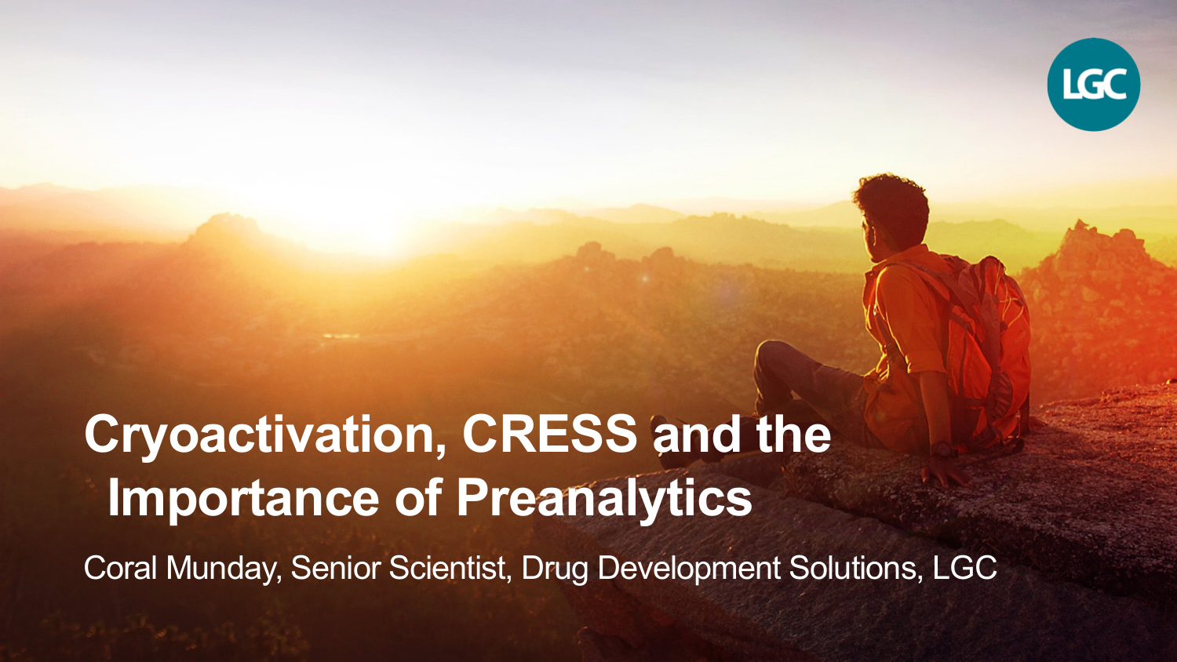# Cryoactivation, CRESS and the Importance of Preanalytics

Coral Munday, Senior Scientist, Drug Development Solutions, LGC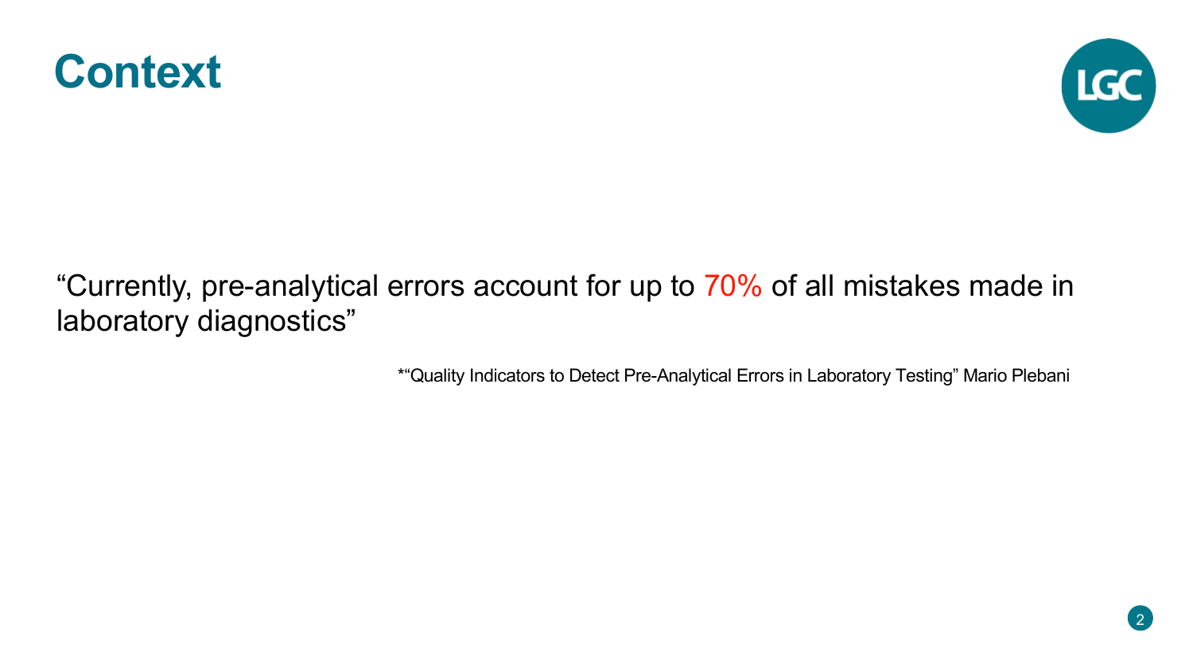# Context

"Currently, pre-analytical errors account for up to 70% of all mistakes made in laboratory diagnostics"

*"Quality Indicators to Detect Pre-Analytical Errors in Laboratory Testing" Mario Plebani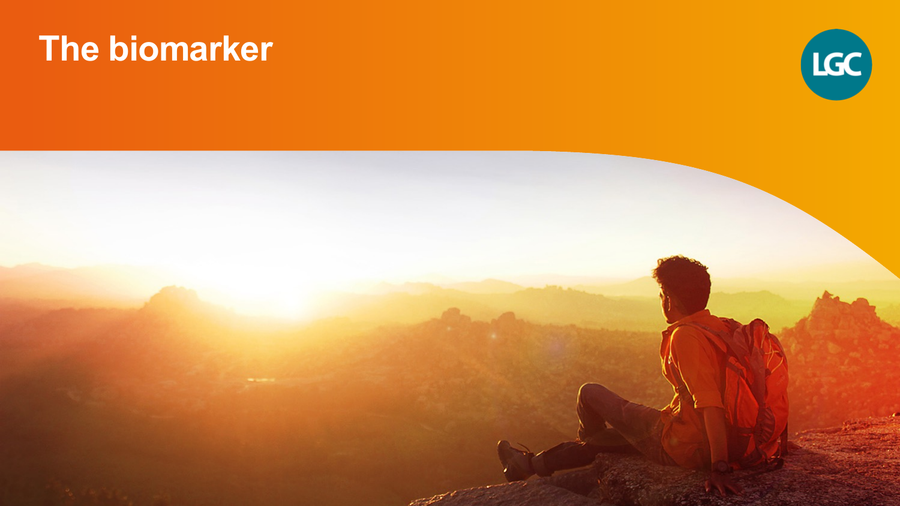# The biomarker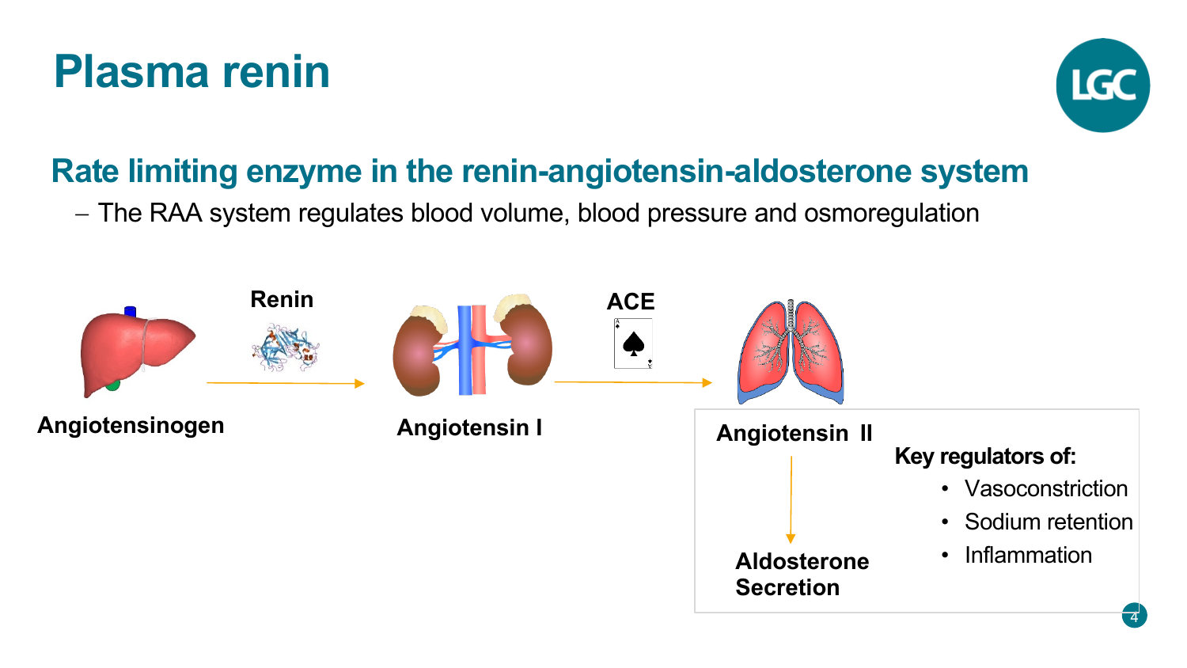# Plasma renin

## Rate limiting enzyme in the renin-angiotensin-aldosterone system

- The RAA system regulates blood volume, blood pressure and osmoregulation

**Angiotensinogen** → **Renin** → **Angiotensin I** → **ACE** → **Angiotensin II**

**Angiotensin II** → **Aldosterone Secretion**

**Key regulators of:**

- Vasoconstriction
- Sodium retention
- Inflammation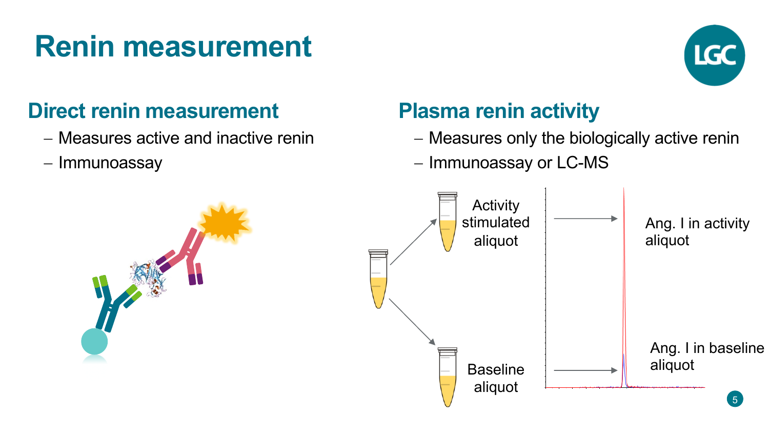# Renin measurement

## Direct renin measurement

- Measures active and inactive renin
- Immunoassay

## Plasma renin activity

- Measures only the biologically active renin
- Immunoassay or LC-MS

Activity stimulated aliquot

Baseline aliquot

Ang. I in activity aliquot

Ang. I in baseline aliquot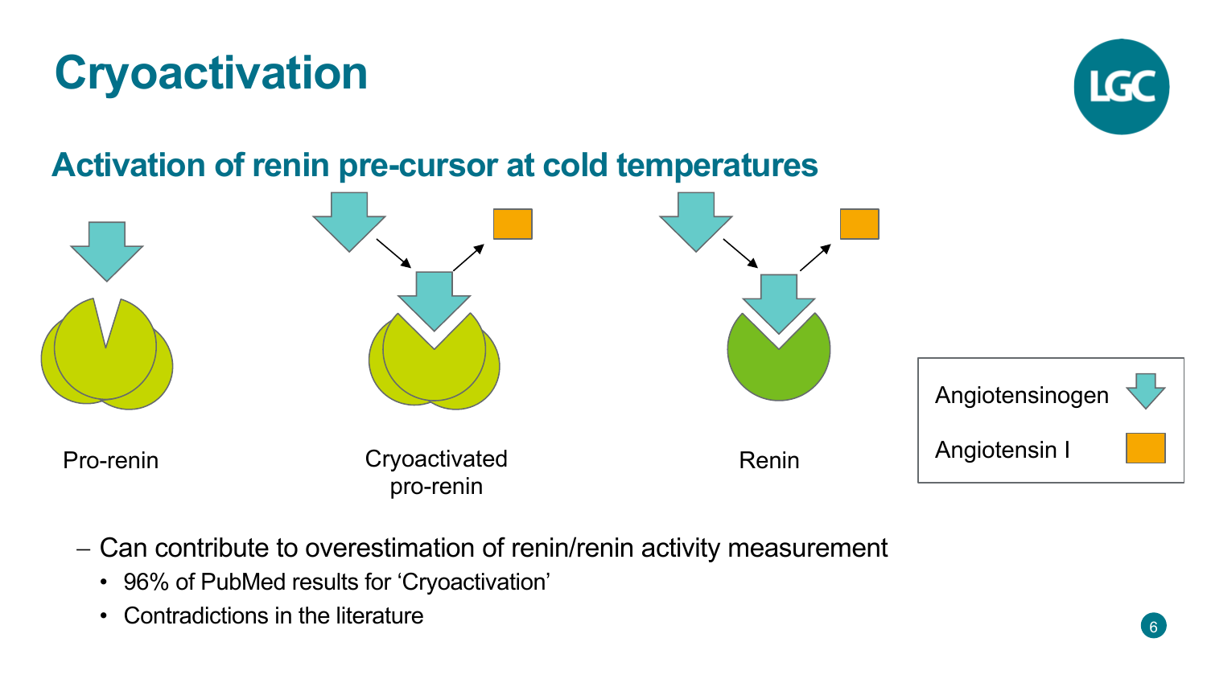# Cryoactivation

## Activation of renin pre-cursor at cold temperatures

Pro-renin

Cryoactivated pro-renin

Renin

Angiotensinogen

Angiotensin I

– Can contribute to overestimation of renin/renin activity measurement
  - 96% of PubMed results for 'Cryoactivation'
  - Contradictions in the literature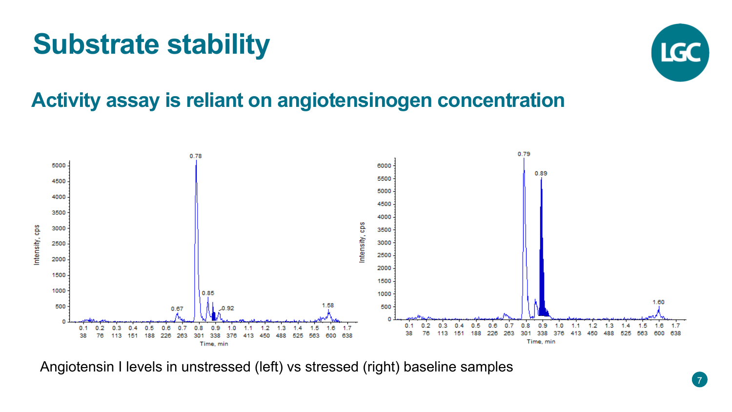# Substrate stability

## Activity assay is reliant on angiotensinogen concentration

Angiotensin I levels in unstressed (left) vs stressed (right) baseline samples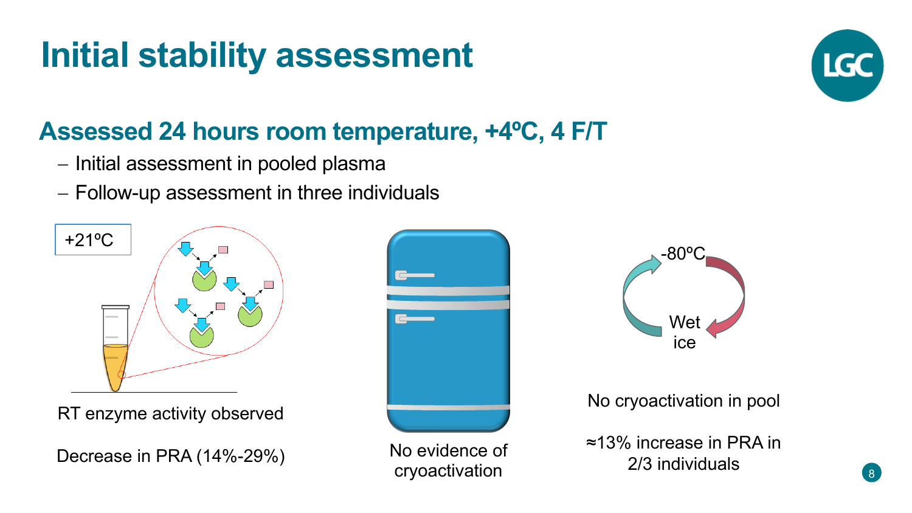# Initial stability assessment

## Assessed 24 hours room temperature, +4ºC, 4 F/T

- Initial assessment in pooled plasma
- Follow-up assessment in three individuals

+21ºC

RT enzyme activity observed

Decrease in PRA (14%-29%)

No evidence of cryoactivation

-80ºC

Wet ice

No cryoactivation in pool

≈13% increase in PRA in 2/3 individuals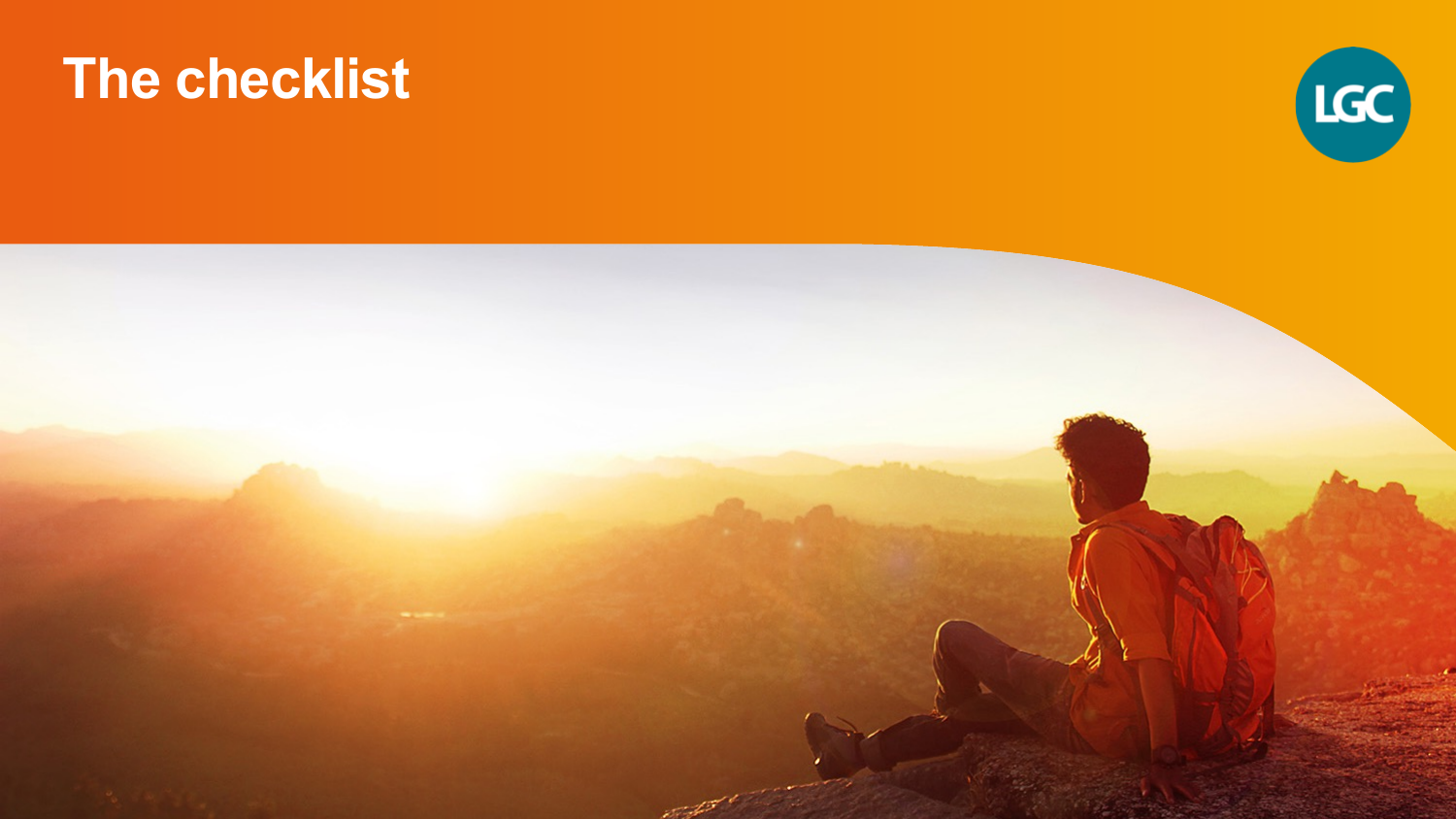# The checklist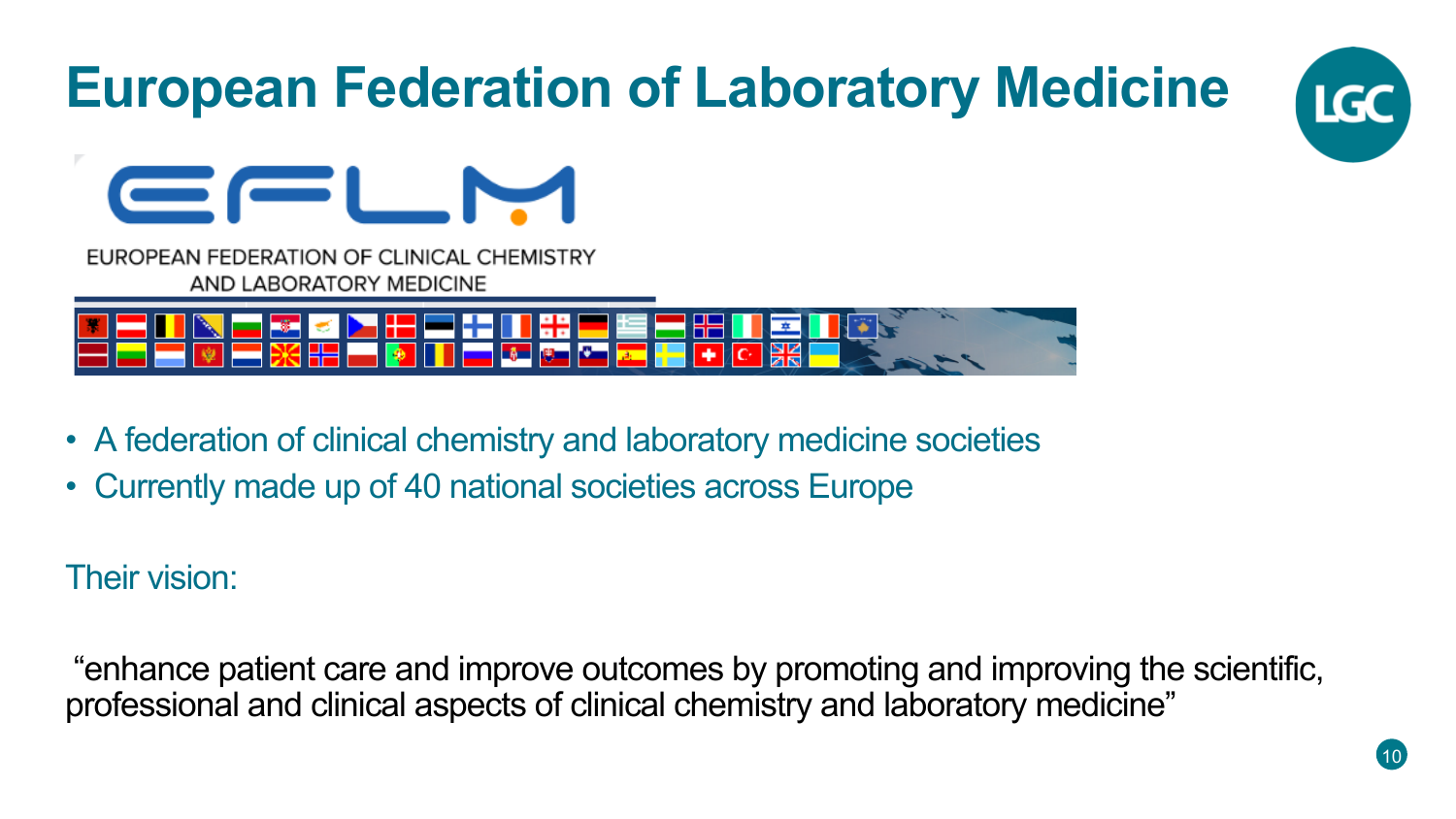# European Federation of Laboratory Medicine

EFLM

EUROPEAN FEDERATION OF CLINICAL CHEMISTRY AND LABORATORY MEDICINE

- A federation of clinical chemistry and laboratory medicine societies
- Currently made up of 40 national societies across Europe

Their vision:

"enhance patient care and improve outcomes by promoting and improving the scientific, professional and clinical aspects of clinical chemistry and laboratory medicine"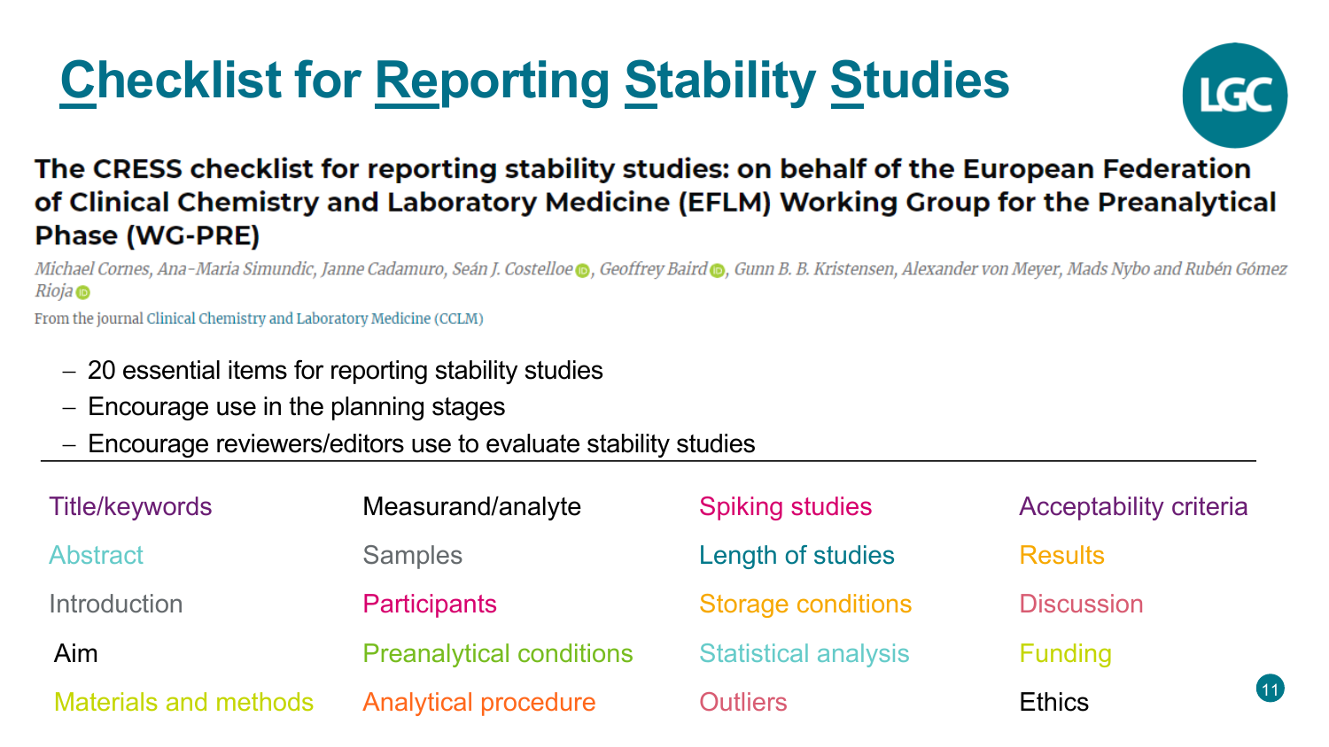# Checklist for Reporting Stability Studies

**The CRESS checklist for reporting stability studies: on behalf of the European Federation of Clinical Chemistry and Laboratory Medicine (EFLM) Working Group for the Preanalytical Phase (WG-PRE)**

*Michael Cornes, Ana-Maria Simundic, Janne Cadamuro, Seán J. Costelloe, Geoffrey Baird, Gunn B. B. Kristensen, Alexander von Meyer, Mads Nybo and Rubén Gómez Rioja*

From the journal Clinical Chemistry and Laboratory Medicine (CCLM)

- 20 essential items for reporting stability studies
- Encourage use in the planning stages
- Encourage reviewers/editors use to evaluate stability studies

---

| | | | |
|---|---|---|---|
| Title/keywords | Measurand/analyte | Spiking studies | Acceptability criteria |
| Abstract | Samples | Length of studies | Results |
| Introduction | Participants | Storage conditions | Discussion |
| Aim | Preanalytical conditions | Statistical analysis | Funding |
| Materials and methods | Analytical procedure | Outliers | Ethics |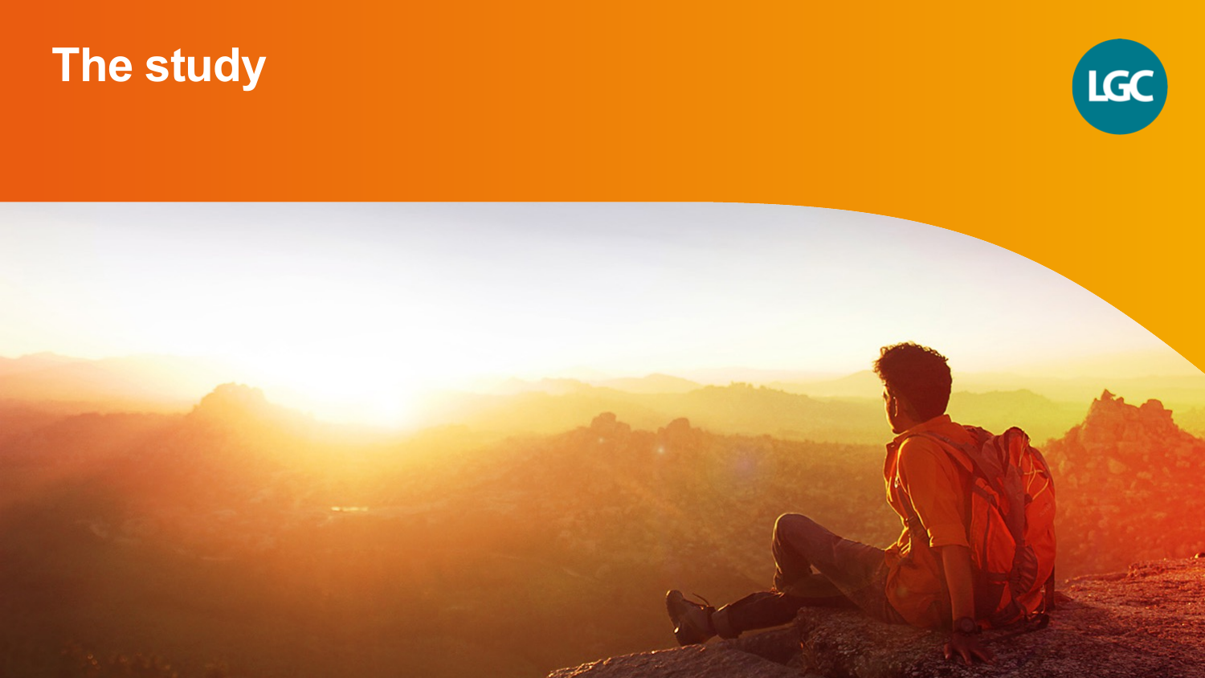# The study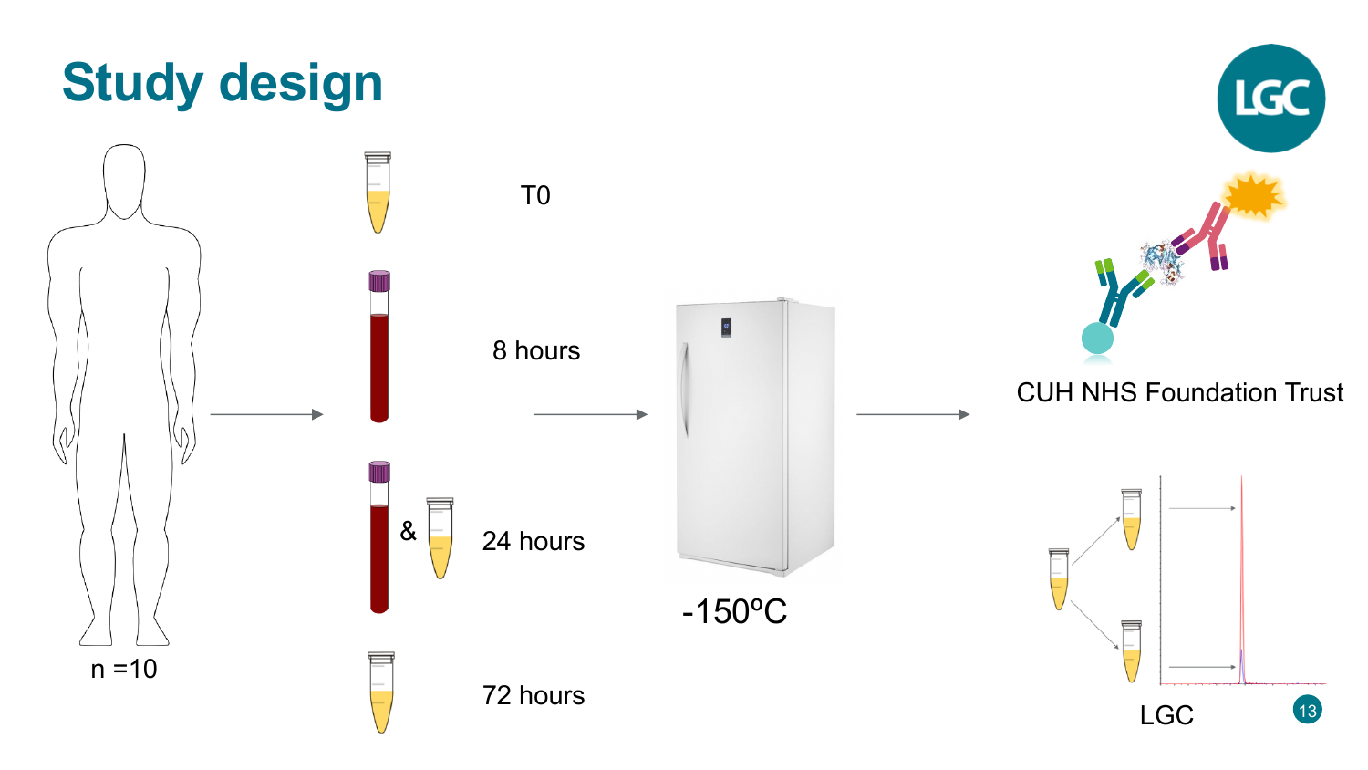# Study design

n =10

T0

8 hours

& 24 hours

72 hours

-150ºC

CUH NHS Foundation Trust

LGC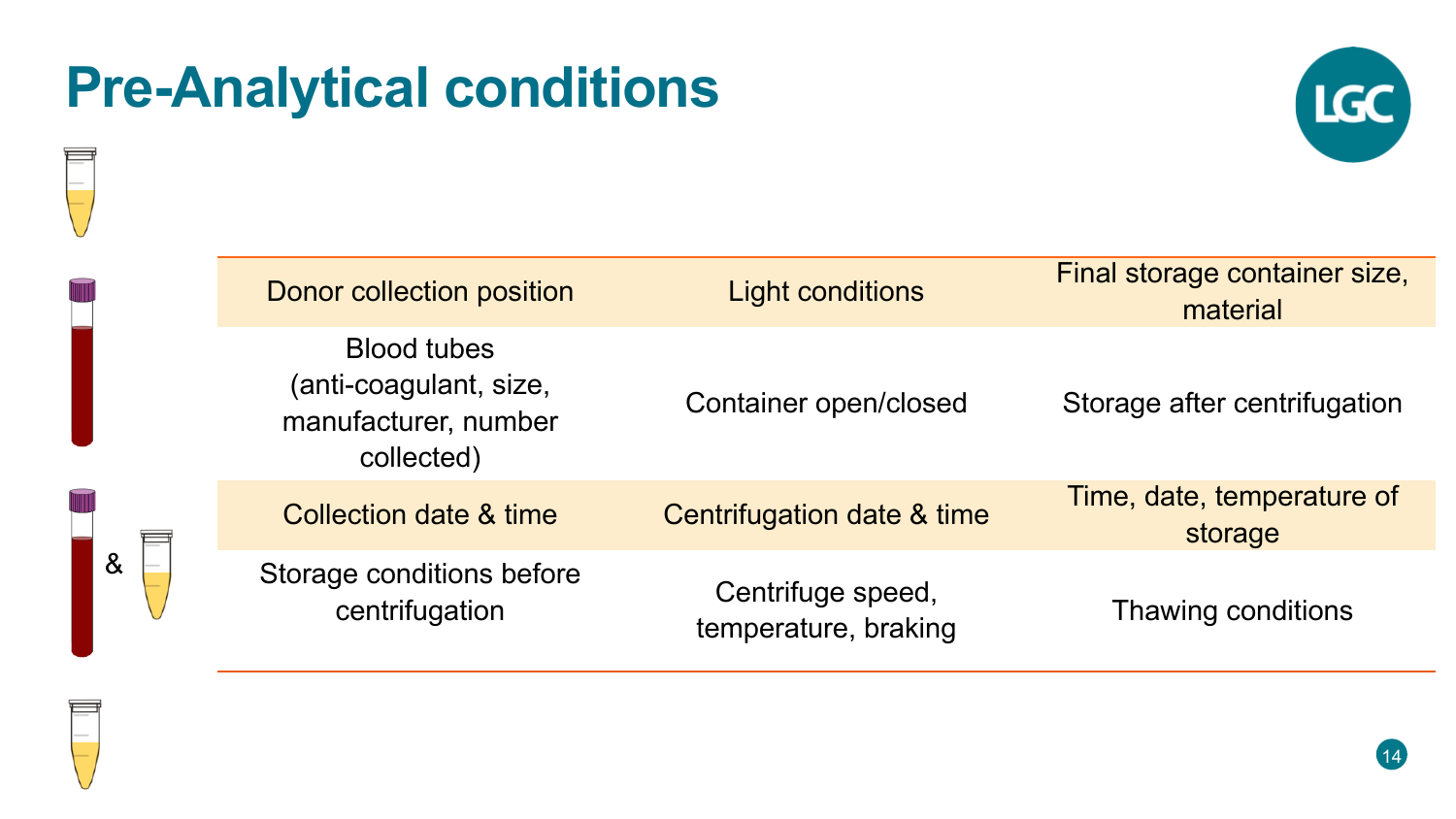# Pre-Analytical conditions

| | | |
|---|---|---|
| Donor collection position | Light conditions | Final storage container size, material |
| Blood tubes (anti-coagulant, size, manufacturer, number collected) | Container open/closed | Storage after centrifugation |
| Collection date & time | Centrifugation date & time | Time, date, temperature of storage |
| Storage conditions before centrifugation | Centrifuge speed, temperature, braking | Thawing conditions |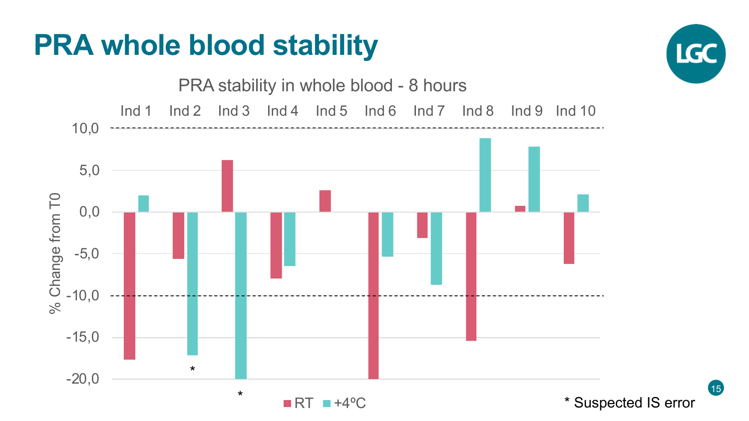# PRA whole blood stability

PRA stability in whole blood - 8 hours

Ind 1 Ind 2 Ind 3 Ind 4 Ind 5 Ind 6 Ind 7 Ind 8 Ind 9 Ind 10

% Change from T0

10,0
5,0
0,0
-5,0
-10,0
-15,0
-20,0

RT +4ºC

* Suspected IS error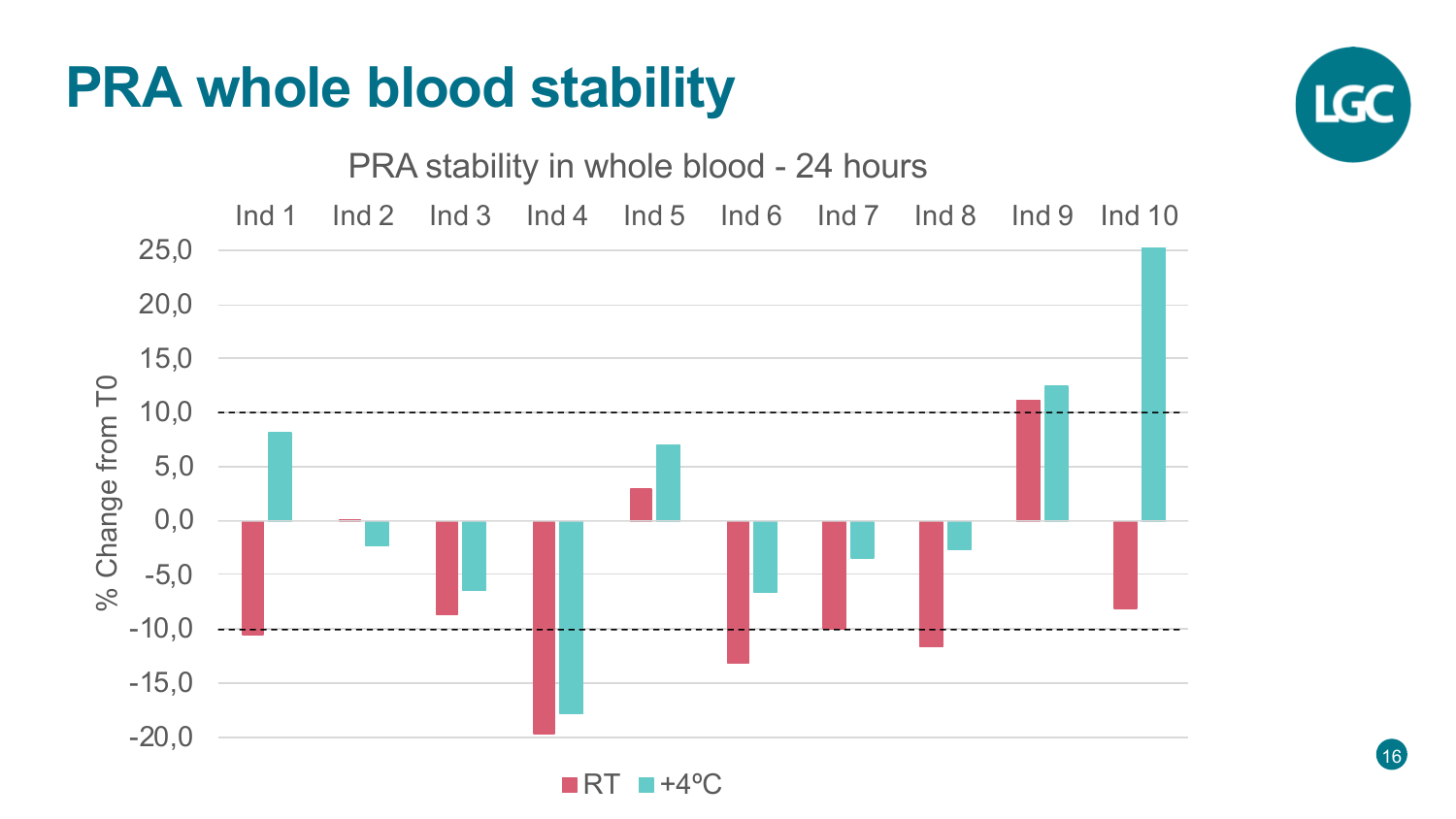# PRA whole blood stability

PRA stability in whole blood - 24 hours

| | Ind 1 | Ind 2 | Ind 3 | Ind 4 | Ind 5 | Ind 6 | Ind 7 | Ind 8 | Ind 9 | Ind 10 |
|---|---|---|---|---|---|---|---|---|---|---|
| RT | -10.5 | 0.0 | -8.7 | -19.7 | 3.0 | -13.2 | -10.0 | -11.7 | 11.1 | -8.2 |
| +4ºC | 8.2 | -2.4 | -6.5 | -17.9 | 7.0 | -6.6 | -3.5 | -2.7 | 12.5 | 25.2 |

% Change from T0

RT  +4ºC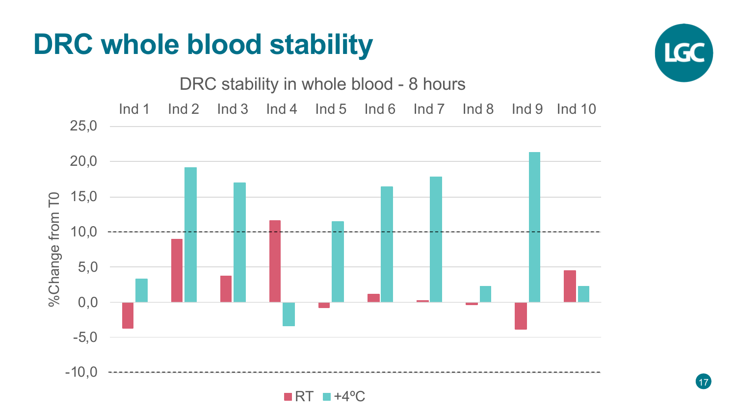# DRC whole blood stability

DRC stability in whole blood - 8 hours

Ind 1 Ind 2 Ind 3 Ind 4 Ind 5 Ind 6 Ind 7 Ind 8 Ind 9 Ind 10

%Change from T0

25,0
20,0
15,0
10,0
5,0
0,0
-5,0
-10,0

RT +4ºC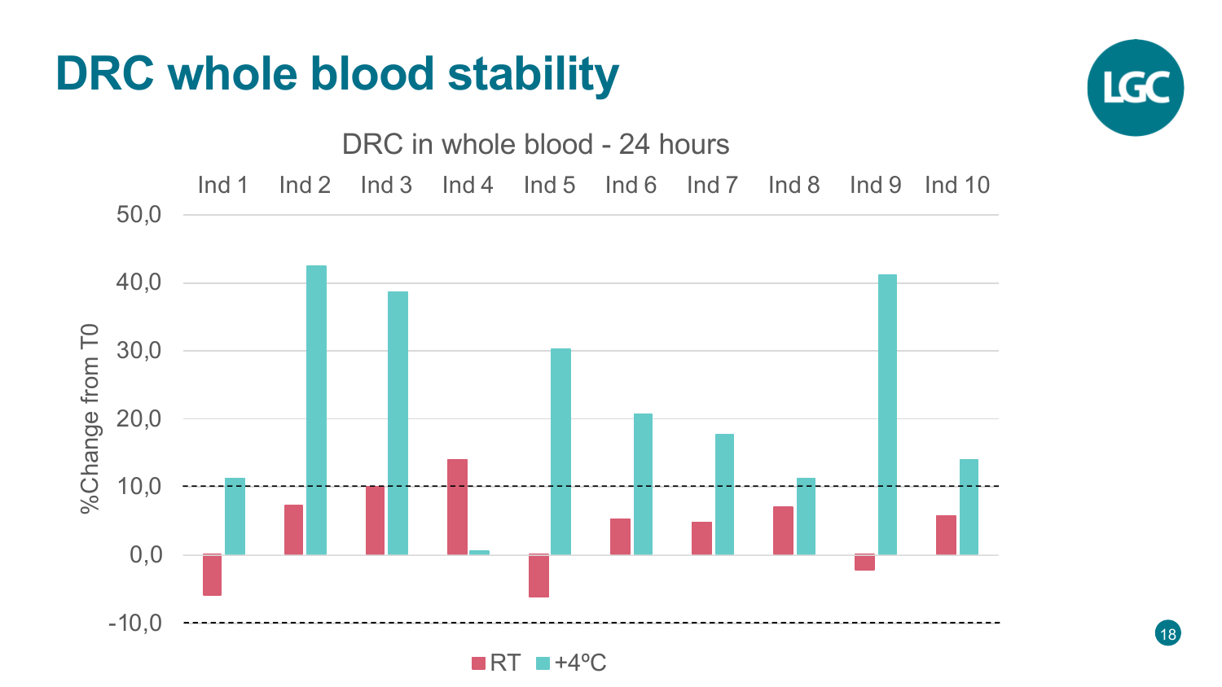# DRC whole blood stability

DRC in whole blood - 24 hours

| | Ind 1 | Ind 2 | Ind 3 | Ind 4 | Ind 5 | Ind 6 | Ind 7 | Ind 8 | Ind 9 | Ind 10 |
|---|---|---|---|---|---|---|---|---|---|---|
| RT | -6.0 | 7.4 | 10.1 | 14.1 | -6.3 | 5.4 | 4.9 | 7.1 | -2.2 | 5.8 |
| +4ºC | 11.3 | 42.6 | 38.8 | 0.7 | 30.4 | 20.8 | 17.8 | 11.3 | 41.3 | 14.1 |

%Change from T0 (y-axis: -10,0 to 50,0; dashed reference lines at 10,0 and -10,0)

Legend: RT, +4ºC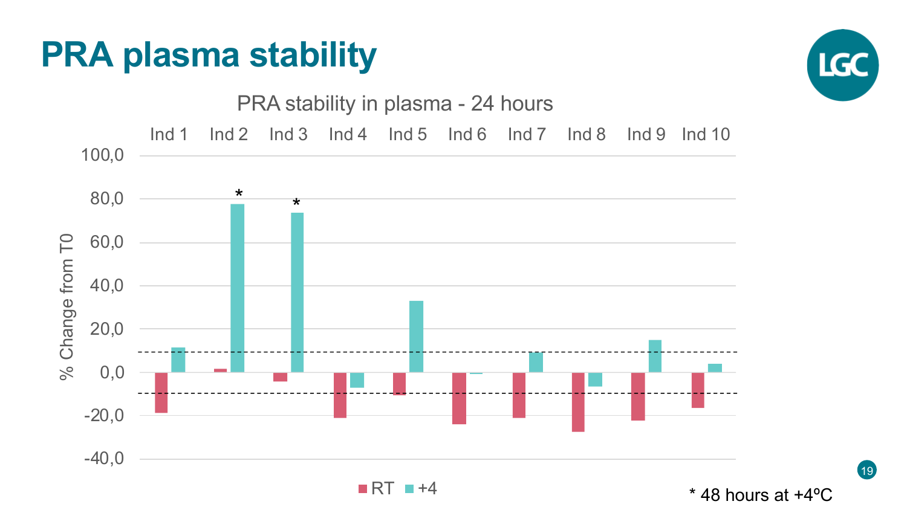# PRA plasma stability

PRA stability in plasma - 24 hours

Ind 1 Ind 2 Ind 3 Ind 4 Ind 5 Ind 6 Ind 7 Ind 8 Ind 9 Ind 10

% Change from T0

100,0
80,0
60,0
40,0
20,0
0,0
-20,0
-40,0

RT +4

\* 48 hours at +4ºC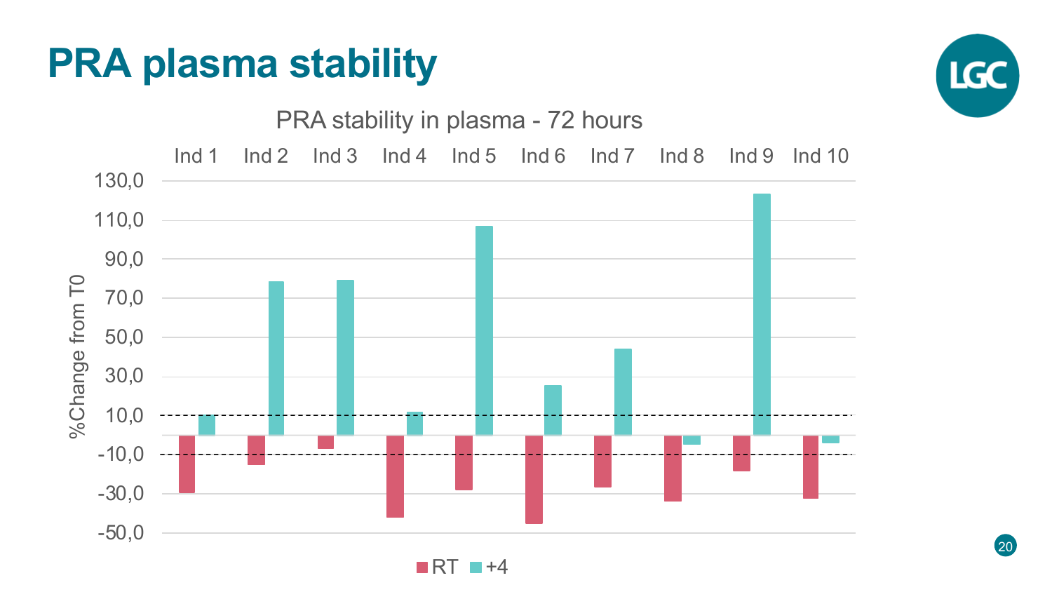# PRA plasma stability

PRA stability in plasma - 72 hours

Ind 1 Ind 2 Ind 3 Ind 4 Ind 5 Ind 6 Ind 7 Ind 8 Ind 9 Ind 10

%Change from T0

130,0
110,0
90,0
70,0
50,0
30,0
10,0
-10,0
-30,0
-50,0

RT +4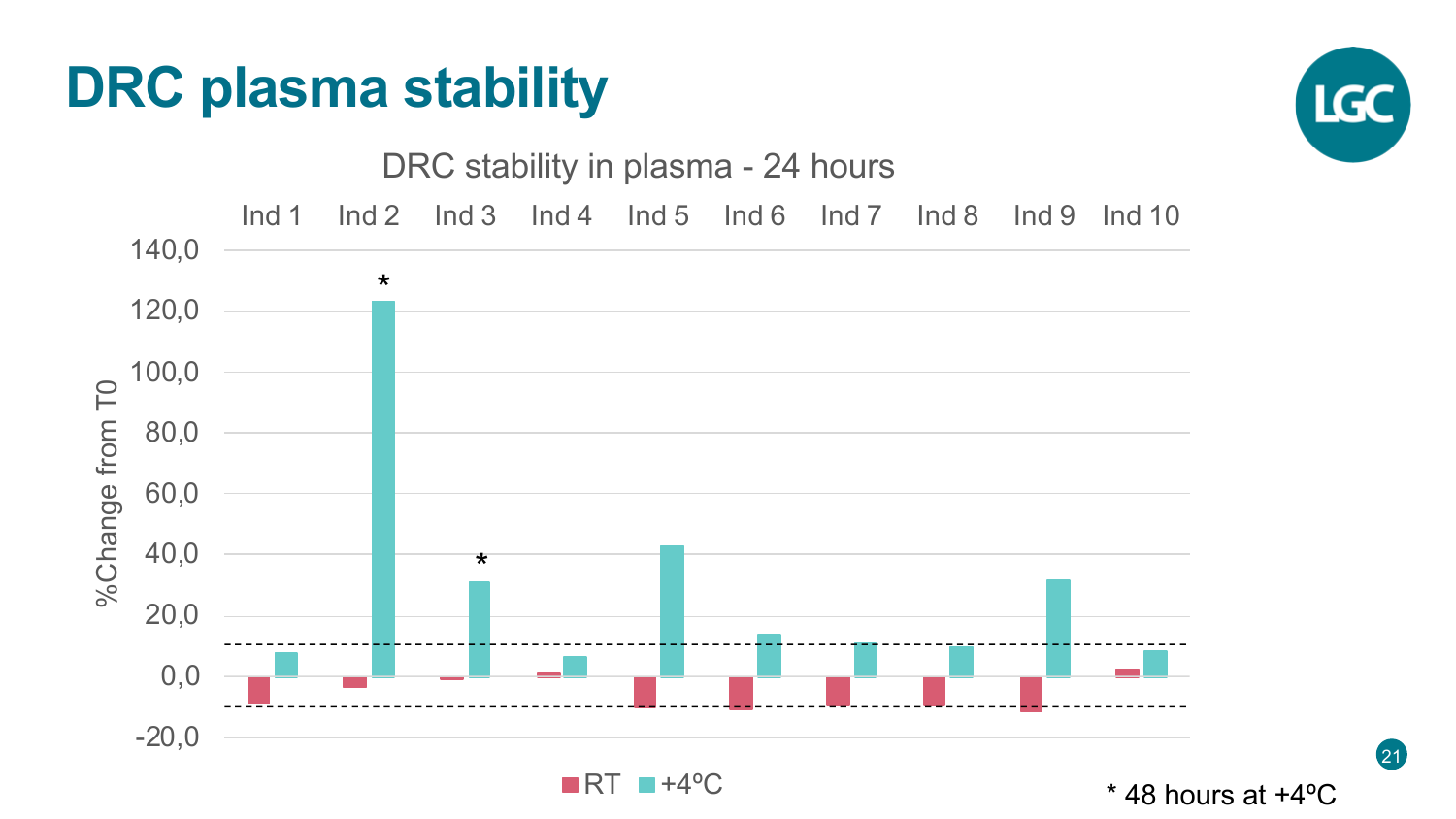# DRC plasma stability

DRC stability in plasma - 24 hours

Ind 1 Ind 2 Ind 3 Ind 4 Ind 5 Ind 6 Ind 7 Ind 8 Ind 9 Ind 10

%Change from T0

140,0
120,0
100,0
80,0
60,0
40,0
20,0
0,0
-20,0

RT +4ºC

\* 48 hours at +4ºC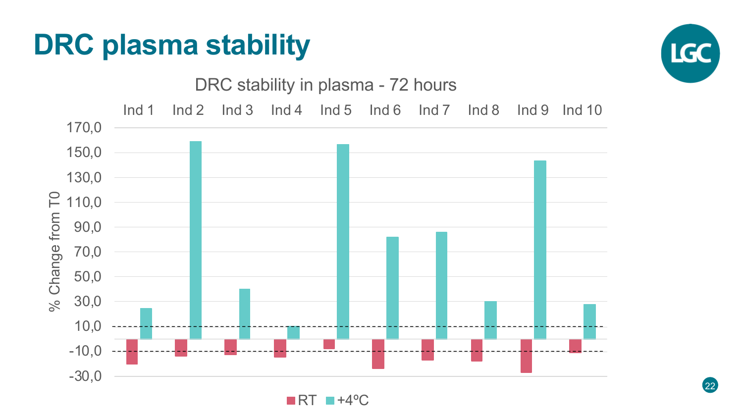# DRC plasma stability

DRC stability in plasma - 72 hours

Ind 1 | Ind 2 | Ind 3 | Ind 4 | Ind 5 | Ind 6 | Ind 7 | Ind 8 | Ind 9 | Ind 10

% Change from T0

170,0
150,0
130,0
110,0
90,0
70,0
50,0
30,0
10,0
-10,0
-30,0

RT +4ºC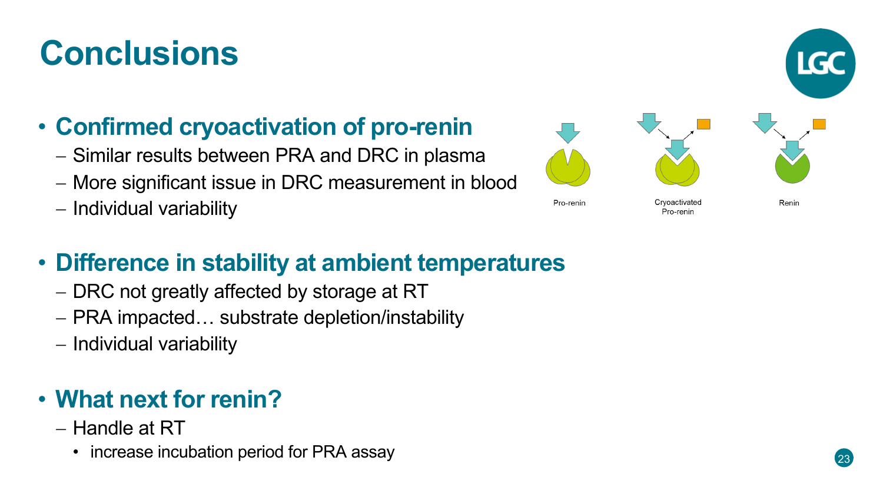# Conclusions

- **Confirmed cryoactivation of pro-renin**
  - Similar results between PRA and DRC in plasma
  - More significant issue in DRC measurement in blood
  - Individual variability

Pro-renin

Cryoactivated Pro-renin

Renin

- **Difference in stability at ambient temperatures**
  - DRC not greatly affected by storage at RT
  - PRA impacted… substrate depletion/instability
  - Individual variability

- **What next for renin?**
  - Handle at RT
    - increase incubation period for PRA assay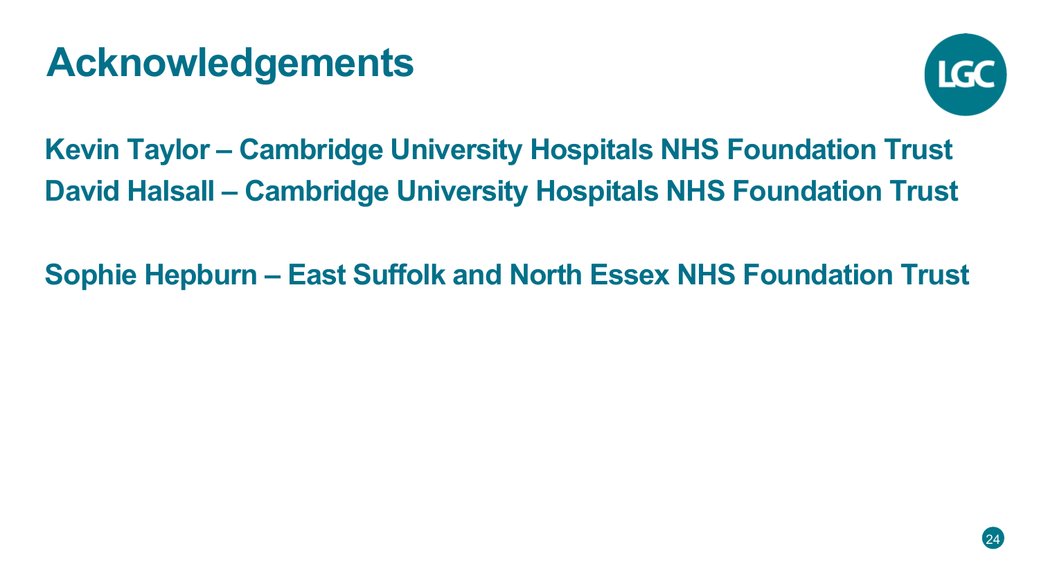# Acknowledgements

**Kevin Taylor – Cambridge University Hospitals NHS Foundation Trust**
**David Halsall – Cambridge University Hospitals NHS Foundation Trust**

**Sophie Hepburn – East Suffolk and North Essex NHS Foundation Trust**